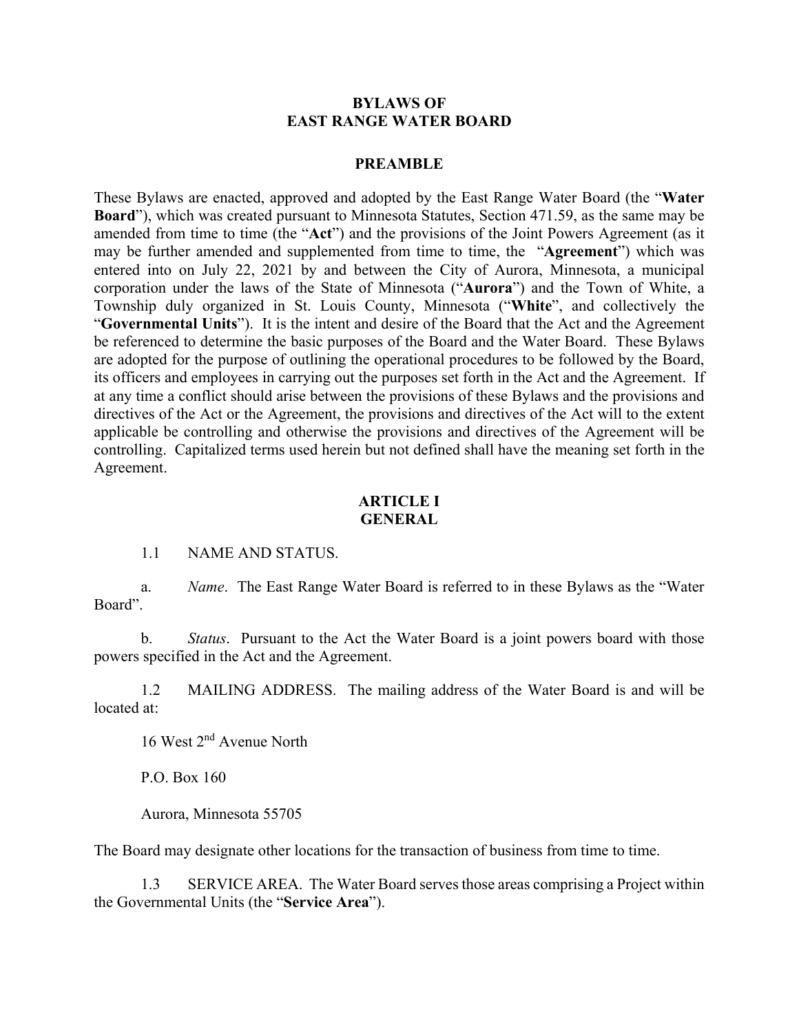# BYLAWS OF EAST RANGE WATER BOARD

## PREAMBLE

These Bylaws are enacted, approved and adopted by the East Range Water Board (the "**Water Board**"), which was created pursuant to Minnesota Statutes, Section 471.59, as the same may be amended from time to time (the "**Act**") and the provisions of the Joint Powers Agreement (as it may be further amended and supplemented from time to time, the "**Agreement**") which was entered into on July 22, 2021 by and between the City of Aurora, Minnesota, a municipal corporation under the laws of the State of Minnesota ("**Aurora**") and the Town of White, a Township duly organized in St. Louis County, Minnesota ("**White**", and collectively the "**Governmental Units**"). It is the intent and desire of the Board that the Act and the Agreement be referenced to determine the basic purposes of the Board and the Water Board. These Bylaws are adopted for the purpose of outlining the operational procedures to be followed by the Board, its officers and employees in carrying out the purposes set forth in the Act and the Agreement. If at any time a conflict should arise between the provisions of these Bylaws and the provisions and directives of the Act or the Agreement, the provisions and directives of the Act will to the extent applicable be controlling and otherwise the provisions and directives of the Agreement will be controlling. Capitalized terms used herein but not defined shall have the meaning set forth in the Agreement.

## ARTICLE I GENERAL

1.1 NAME AND STATUS.

a. *Name*. The East Range Water Board is referred to in these Bylaws as the "Water Board".

b. *Status*. Pursuant to the Act the Water Board is a joint powers board with those powers specified in the Act and the Agreement.

1.2 MAILING ADDRESS. The mailing address of the Water Board is and will be located at:

16 West 2nd Avenue North

P.O. Box 160

Aurora, Minnesota 55705

The Board may designate other locations for the transaction of business from time to time.

1.3 SERVICE AREA. The Water Board serves those areas comprising a Project within the Governmental Units (the "**Service Area**").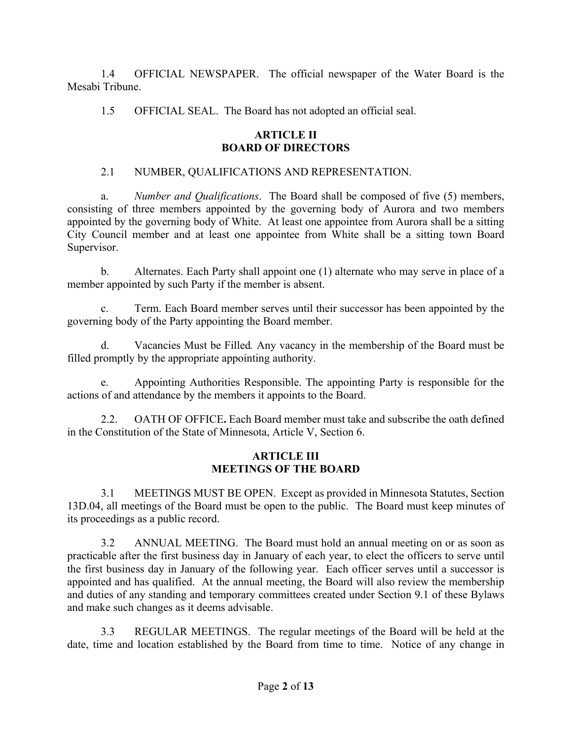1.4 OFFICIAL NEWSPAPER. The official newspaper of the Water Board is the Mesabi Tribune.

1.5 OFFICIAL SEAL. The Board has not adopted an official seal.

## ARTICLE II
## BOARD OF DIRECTORS

2.1 NUMBER, QUALIFICATIONS AND REPRESENTATION.

a. *Number and Qualifications*. The Board shall be composed of five (5) members, consisting of three members appointed by the governing body of Aurora and two members appointed by the governing body of White. At least one appointee from Aurora shall be a sitting City Council member and at least one appointee from White shall be a sitting town Board Supervisor.

b. Alternates. Each Party shall appoint one (1) alternate who may serve in place of a member appointed by such Party if the member is absent.

c. Term. Each Board member serves until their successor has been appointed by the governing body of the Party appointing the Board member.

d. Vacancies Must be Filled*.* Any vacancy in the membership of the Board must be filled promptly by the appropriate appointing authority.

e. Appointing Authorities Responsible. The appointing Party is responsible for the actions of and attendance by the members it appoints to the Board.

2.2. OATH OF OFFICE**.** Each Board member must take and subscribe the oath defined in the Constitution of the State of Minnesota, Article V, Section 6.

## ARTICLE III
## MEETINGS OF THE BOARD

3.1 MEETINGS MUST BE OPEN. Except as provided in Minnesota Statutes, Section 13D.04, all meetings of the Board must be open to the public. The Board must keep minutes of its proceedings as a public record.

3.2 ANNUAL MEETING. The Board must hold an annual meeting on or as soon as practicable after the first business day in January of each year, to elect the officers to serve until the first business day in January of the following year. Each officer serves until a successor is appointed and has qualified. At the annual meeting, the Board will also review the membership and duties of any standing and temporary committees created under Section 9.1 of these Bylaws and make such changes as it deems advisable.

3.3 REGULAR MEETINGS. The regular meetings of the Board will be held at the date, time and location established by the Board from time to time. Notice of any change in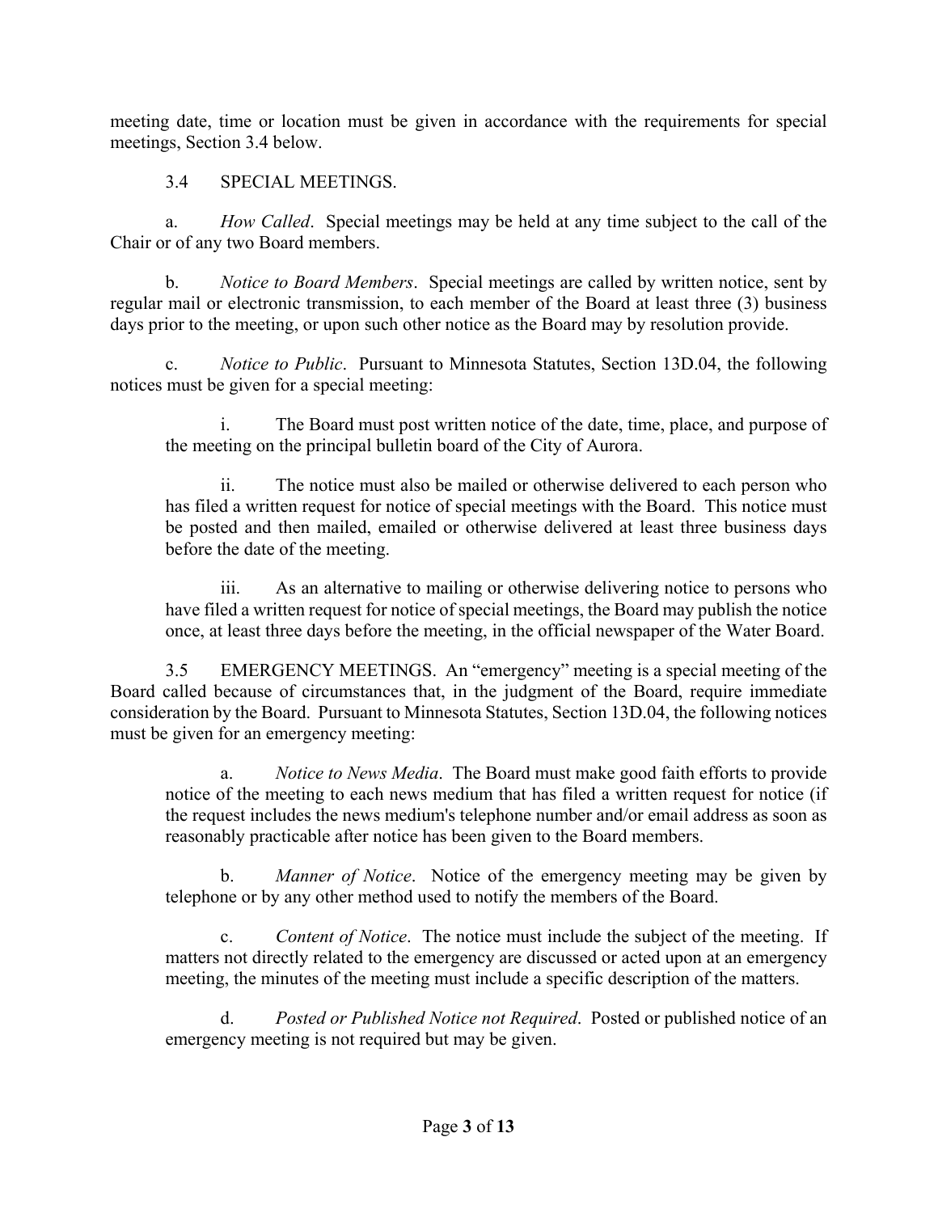meeting date, time or location must be given in accordance with the requirements for special meetings, Section 3.4 below.

3.4 SPECIAL MEETINGS.

a. *How Called*. Special meetings may be held at any time subject to the call of the Chair or of any two Board members.

b. *Notice to Board Members*. Special meetings are called by written notice, sent by regular mail or electronic transmission, to each member of the Board at least three (3) business days prior to the meeting, or upon such other notice as the Board may by resolution provide.

c. *Notice to Public*. Pursuant to Minnesota Statutes, Section 13D.04, the following notices must be given for a special meeting:

> i. The Board must post written notice of the date, time, place, and purpose of the meeting on the principal bulletin board of the City of Aurora.
>
> ii. The notice must also be mailed or otherwise delivered to each person who has filed a written request for notice of special meetings with the Board. This notice must be posted and then mailed, emailed or otherwise delivered at least three business days before the date of the meeting.
>
> iii. As an alternative to mailing or otherwise delivering notice to persons who have filed a written request for notice of special meetings, the Board may publish the notice once, at least three days before the meeting, in the official newspaper of the Water Board.

3.5 EMERGENCY MEETINGS. An "emergency" meeting is a special meeting of the Board called because of circumstances that, in the judgment of the Board, require immediate consideration by the Board. Pursuant to Minnesota Statutes, Section 13D.04, the following notices must be given for an emergency meeting:

> a. *Notice to News Media*. The Board must make good faith efforts to provide notice of the meeting to each news medium that has filed a written request for notice (if the request includes the news medium's telephone number and/or email address as soon as reasonably practicable after notice has been given to the Board members.
>
> b. *Manner of Notice*. Notice of the emergency meeting may be given by telephone or by any other method used to notify the members of the Board.
>
> c. *Content of Notice*. The notice must include the subject of the meeting. If matters not directly related to the emergency are discussed or acted upon at an emergency meeting, the minutes of the meeting must include a specific description of the matters.
>
> d. *Posted or Published Notice not Required*. Posted or published notice of an emergency meeting is not required but may be given.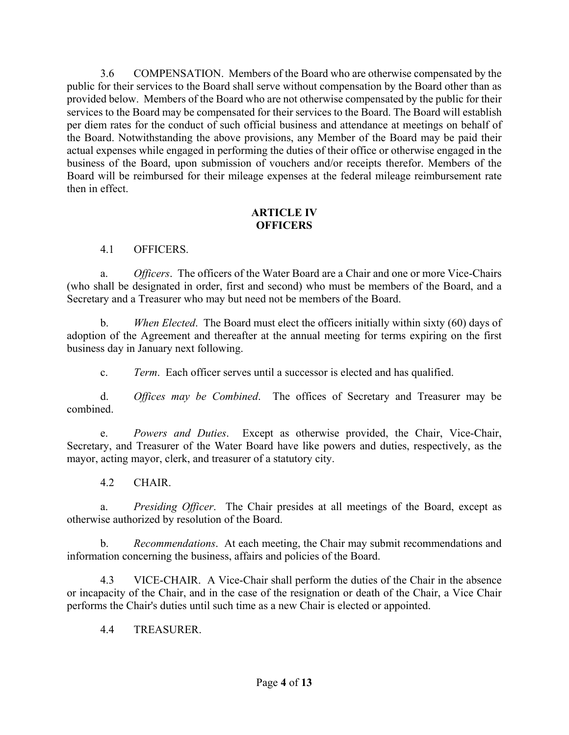3.6 COMPENSATION. Members of the Board who are otherwise compensated by the public for their services to the Board shall serve without compensation by the Board other than as provided below. Members of the Board who are not otherwise compensated by the public for their services to the Board may be compensated for their services to the Board. The Board will establish per diem rates for the conduct of such official business and attendance at meetings on behalf of the Board. Notwithstanding the above provisions, any Member of the Board may be paid their actual expenses while engaged in performing the duties of their office or otherwise engaged in the business of the Board, upon submission of vouchers and/or receipts therefor. Members of the Board will be reimbursed for their mileage expenses at the federal mileage reimbursement rate then in effect.

## ARTICLE IV
## OFFICERS

4.1 OFFICERS.

a. *Officers*. The officers of the Water Board are a Chair and one or more Vice-Chairs (who shall be designated in order, first and second) who must be members of the Board, and a Secretary and a Treasurer who may but need not be members of the Board.

b. *When Elected*. The Board must elect the officers initially within sixty (60) days of adoption of the Agreement and thereafter at the annual meeting for terms expiring on the first business day in January next following.

c. *Term*. Each officer serves until a successor is elected and has qualified.

d. *Offices may be Combined*. The offices of Secretary and Treasurer may be combined.

e. *Powers and Duties*. Except as otherwise provided, the Chair, Vice-Chair, Secretary, and Treasurer of the Water Board have like powers and duties, respectively, as the mayor, acting mayor, clerk, and treasurer of a statutory city.

4.2 CHAIR.

a. *Presiding Officer*. The Chair presides at all meetings of the Board, except as otherwise authorized by resolution of the Board.

b. *Recommendations*. At each meeting, the Chair may submit recommendations and information concerning the business, affairs and policies of the Board.

4.3 VICE-CHAIR. A Vice-Chair shall perform the duties of the Chair in the absence or incapacity of the Chair, and in the case of the resignation or death of the Chair, a Vice Chair performs the Chair's duties until such time as a new Chair is elected or appointed.

4.4 TREASURER.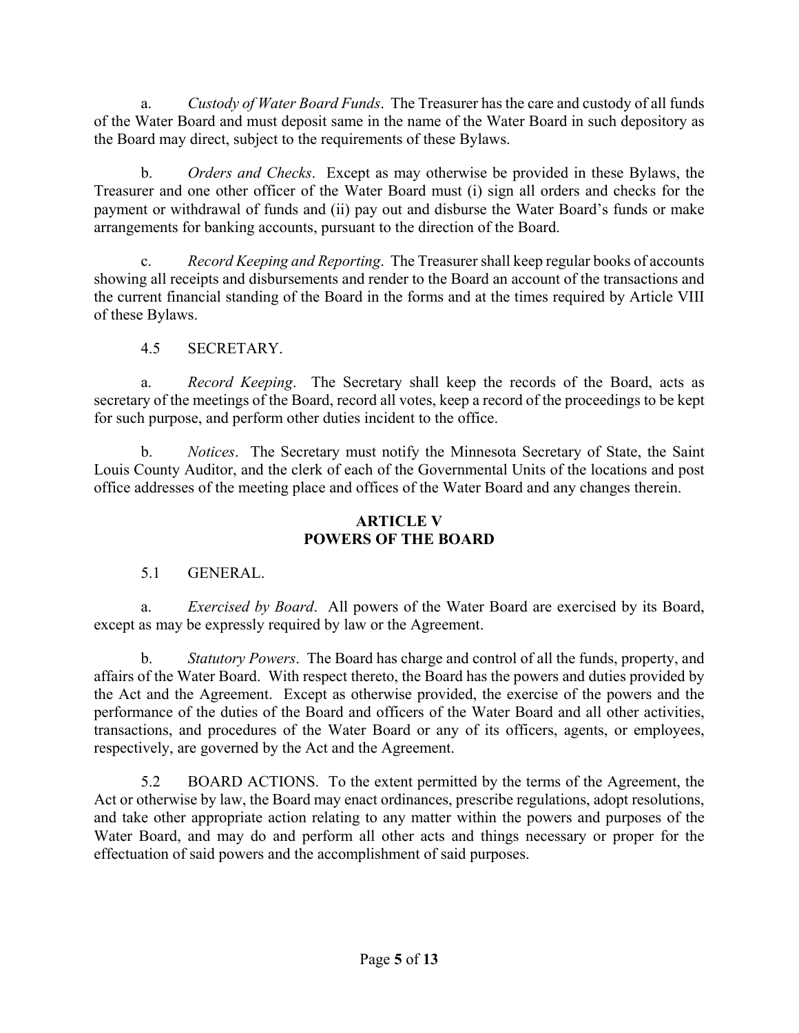a. *Custody of Water Board Funds*. The Treasurer has the care and custody of all funds of the Water Board and must deposit same in the name of the Water Board in such depository as the Board may direct, subject to the requirements of these Bylaws.

b. *Orders and Checks*. Except as may otherwise be provided in these Bylaws, the Treasurer and one other officer of the Water Board must (i) sign all orders and checks for the payment or withdrawal of funds and (ii) pay out and disburse the Water Board's funds or make arrangements for banking accounts, pursuant to the direction of the Board.

c. *Record Keeping and Reporting*. The Treasurer shall keep regular books of accounts showing all receipts and disbursements and render to the Board an account of the transactions and the current financial standing of the Board in the forms and at the times required by Article VIII of these Bylaws.

4.5 SECRETARY.

a. *Record Keeping*. The Secretary shall keep the records of the Board, acts as secretary of the meetings of the Board, record all votes, keep a record of the proceedings to be kept for such purpose, and perform other duties incident to the office.

b. *Notices*. The Secretary must notify the Minnesota Secretary of State, the Saint Louis County Auditor, and the clerk of each of the Governmental Units of the locations and post office addresses of the meeting place and offices of the Water Board and any changes therein.

## ARTICLE V
## POWERS OF THE BOARD

5.1 GENERAL.

a. *Exercised by Board*. All powers of the Water Board are exercised by its Board, except as may be expressly required by law or the Agreement.

b. *Statutory Powers*. The Board has charge and control of all the funds, property, and affairs of the Water Board. With respect thereto, the Board has the powers and duties provided by the Act and the Agreement. Except as otherwise provided, the exercise of the powers and the performance of the duties of the Board and officers of the Water Board and all other activities, transactions, and procedures of the Water Board or any of its officers, agents, or employees, respectively, are governed by the Act and the Agreement.

5.2 BOARD ACTIONS. To the extent permitted by the terms of the Agreement, the Act or otherwise by law, the Board may enact ordinances, prescribe regulations, adopt resolutions, and take other appropriate action relating to any matter within the powers and purposes of the Water Board, and may do and perform all other acts and things necessary or proper for the effectuation of said powers and the accomplishment of said purposes.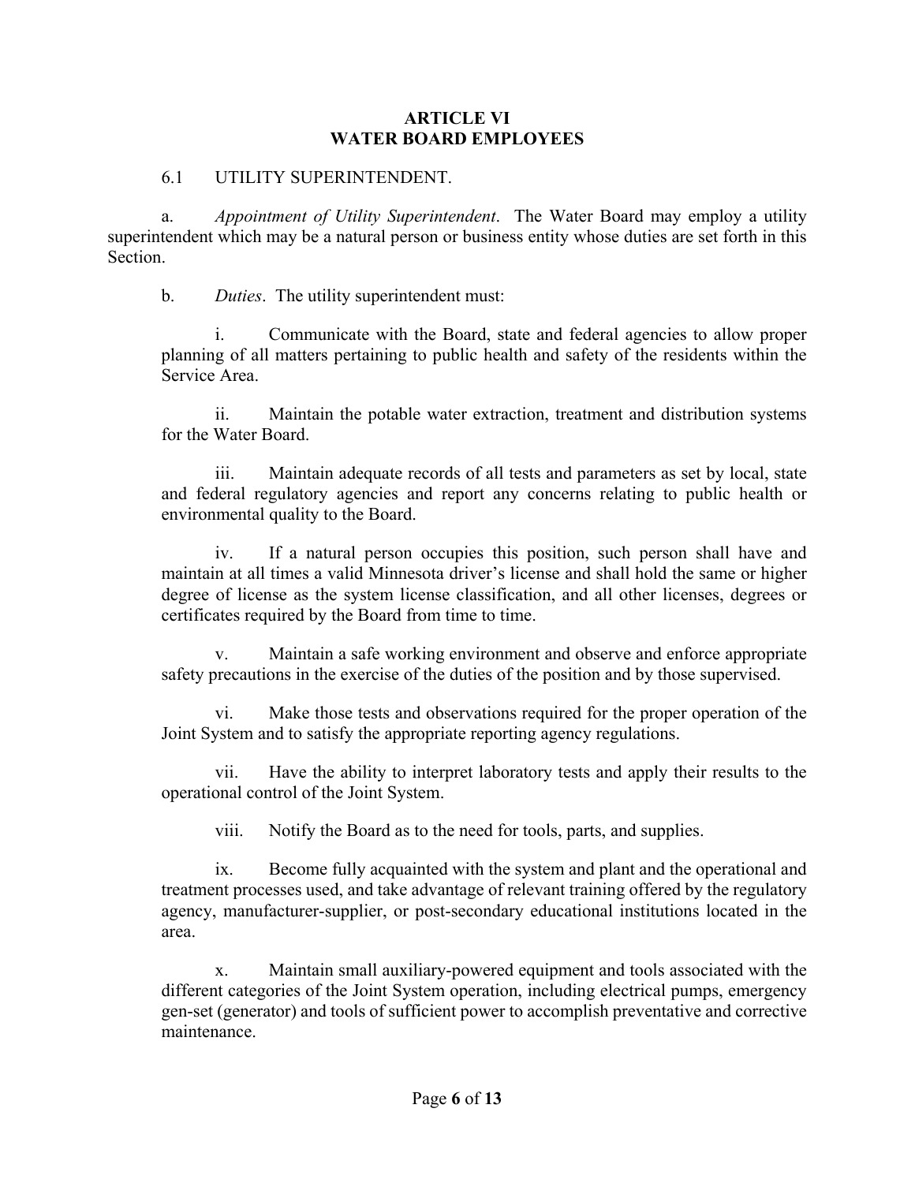## ARTICLE VI
## WATER BOARD EMPLOYEES

6.1 UTILITY SUPERINTENDENT.

a. *Appointment of Utility Superintendent*. The Water Board may employ a utility superintendent which may be a natural person or business entity whose duties are set forth in this Section.

b. *Duties*. The utility superintendent must:

i. Communicate with the Board, state and federal agencies to allow proper planning of all matters pertaining to public health and safety of the residents within the Service Area.

ii. Maintain the potable water extraction, treatment and distribution systems for the Water Board.

iii. Maintain adequate records of all tests and parameters as set by local, state and federal regulatory agencies and report any concerns relating to public health or environmental quality to the Board.

iv. If a natural person occupies this position, such person shall have and maintain at all times a valid Minnesota driver's license and shall hold the same or higher degree of license as the system license classification, and all other licenses, degrees or certificates required by the Board from time to time.

v. Maintain a safe working environment and observe and enforce appropriate safety precautions in the exercise of the duties of the position and by those supervised.

vi. Make those tests and observations required for the proper operation of the Joint System and to satisfy the appropriate reporting agency regulations.

vii. Have the ability to interpret laboratory tests and apply their results to the operational control of the Joint System.

viii. Notify the Board as to the need for tools, parts, and supplies.

ix. Become fully acquainted with the system and plant and the operational and treatment processes used, and take advantage of relevant training offered by the regulatory agency, manufacturer-supplier, or post-secondary educational institutions located in the area.

x. Maintain small auxiliary-powered equipment and tools associated with the different categories of the Joint System operation, including electrical pumps, emergency gen-set (generator) and tools of sufficient power to accomplish preventative and corrective maintenance.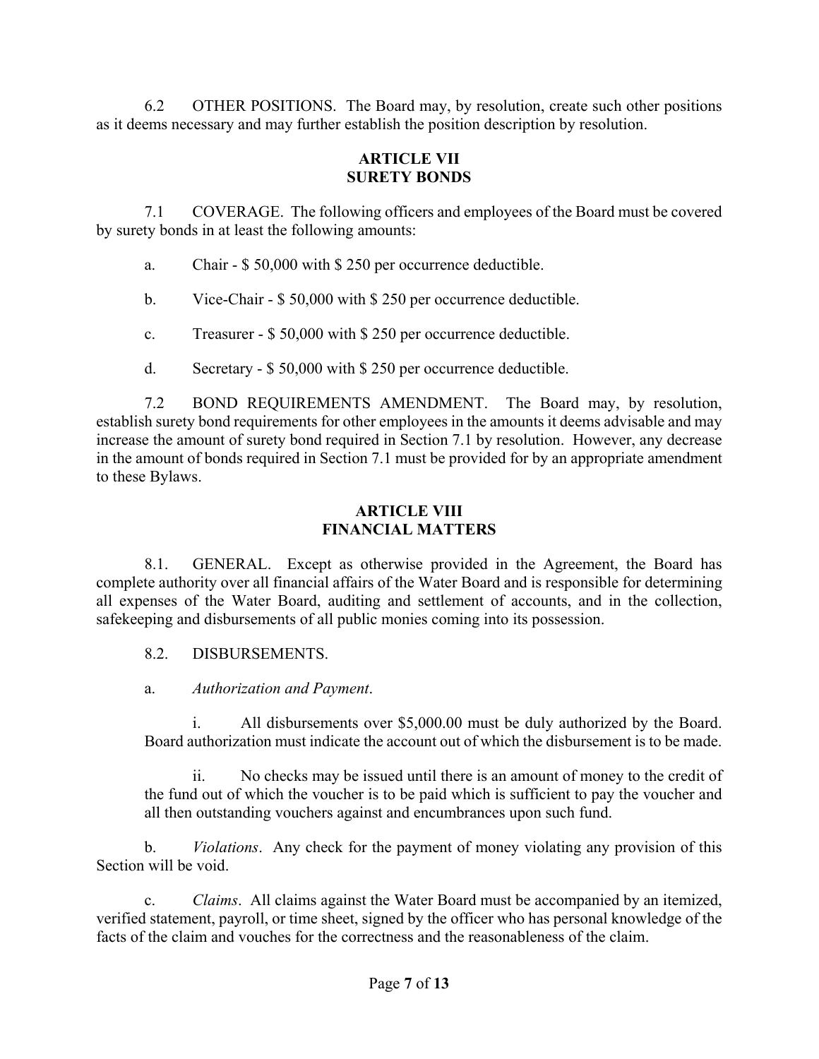6.2 OTHER POSITIONS. The Board may, by resolution, create such other positions as it deems necessary and may further establish the position description by resolution.

## ARTICLE VII
## SURETY BONDS

7.1 COVERAGE. The following officers and employees of the Board must be covered by surety bonds in at least the following amounts:

a. Chair - $ 50,000 with $ 250 per occurrence deductible.

b. Vice-Chair - $ 50,000 with $ 250 per occurrence deductible.

c. Treasurer - $ 50,000 with $ 250 per occurrence deductible.

d. Secretary - $ 50,000 with $ 250 per occurrence deductible.

7.2 BOND REQUIREMENTS AMENDMENT. The Board may, by resolution, establish surety bond requirements for other employees in the amounts it deems advisable and may increase the amount of surety bond required in Section 7.1 by resolution. However, any decrease in the amount of bonds required in Section 7.1 must be provided for by an appropriate amendment to these Bylaws.

## ARTICLE VIII
## FINANCIAL MATTERS

8.1. GENERAL. Except as otherwise provided in the Agreement, the Board has complete authority over all financial affairs of the Water Board and is responsible for determining all expenses of the Water Board, auditing and settlement of accounts, and in the collection, safekeeping and disbursements of all public monies coming into its possession.

8.2. DISBURSEMENTS.

a. *Authorization and Payment*.

> i. All disbursements over $5,000.00 must be duly authorized by the Board. Board authorization must indicate the account out of which the disbursement is to be made.
>
> ii. No checks may be issued until there is an amount of money to the credit of the fund out of which the voucher is to be paid which is sufficient to pay the voucher and all then outstanding vouchers against and encumbrances upon such fund.

b. *Violations*. Any check for the payment of money violating any provision of this Section will be void.

c. *Claims*. All claims against the Water Board must be accompanied by an itemized, verified statement, payroll, or time sheet, signed by the officer who has personal knowledge of the facts of the claim and vouches for the correctness and the reasonableness of the claim.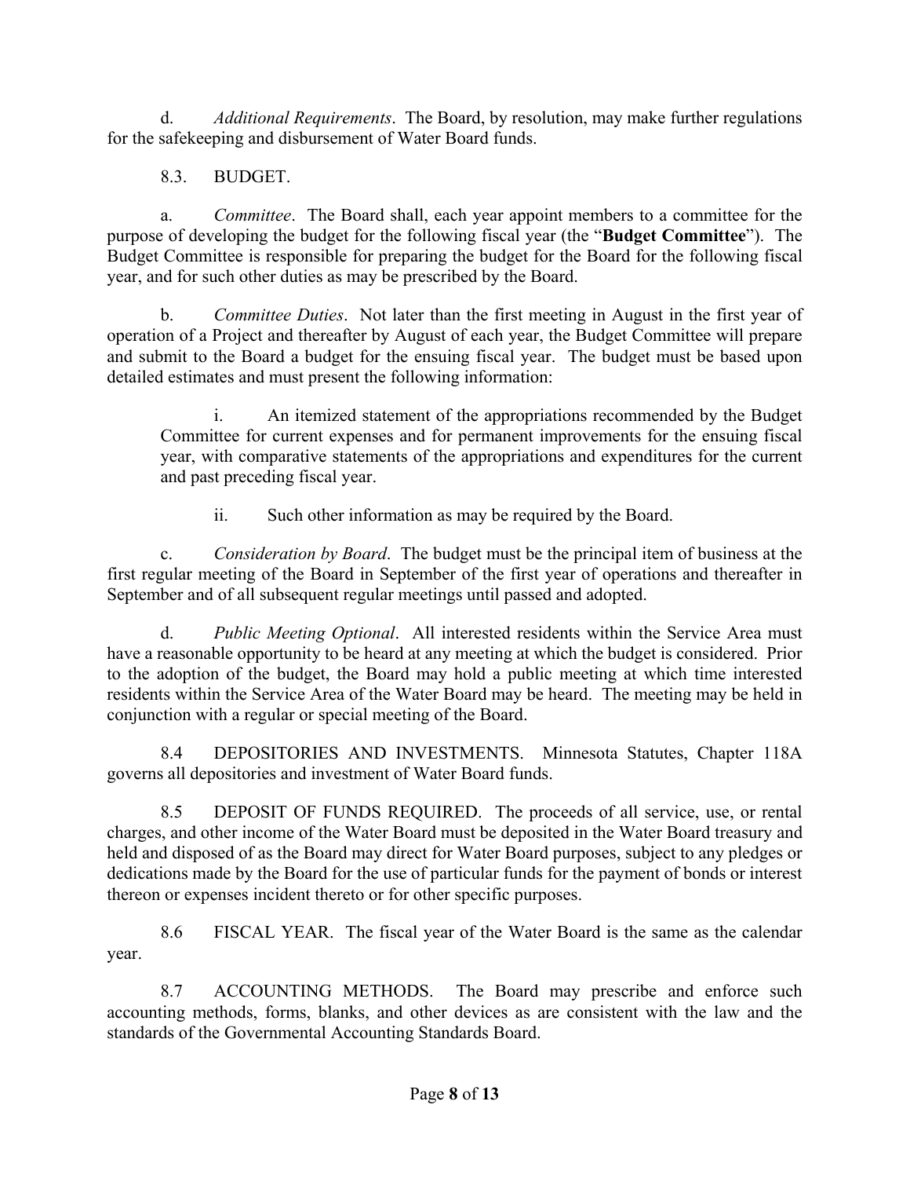d. *Additional Requirements*. The Board, by resolution, may make further regulations for the safekeeping and disbursement of Water Board funds.

8.3. BUDGET.

a. *Committee*. The Board shall, each year appoint members to a committee for the purpose of developing the budget for the following fiscal year (the "**Budget Committee**"). The Budget Committee is responsible for preparing the budget for the Board for the following fiscal year, and for such other duties as may be prescribed by the Board.

b. *Committee Duties*. Not later than the first meeting in August in the first year of operation of a Project and thereafter by August of each year, the Budget Committee will prepare and submit to the Board a budget for the ensuing fiscal year. The budget must be based upon detailed estimates and must present the following information:

> i. An itemized statement of the appropriations recommended by the Budget Committee for current expenses and for permanent improvements for the ensuing fiscal year, with comparative statements of the appropriations and expenditures for the current and past preceding fiscal year.
>
> ii. Such other information as may be required by the Board.

c. *Consideration by Board*. The budget must be the principal item of business at the first regular meeting of the Board in September of the first year of operations and thereafter in September and of all subsequent regular meetings until passed and adopted.

d. *Public Meeting Optional*. All interested residents within the Service Area must have a reasonable opportunity to be heard at any meeting at which the budget is considered. Prior to the adoption of the budget, the Board may hold a public meeting at which time interested residents within the Service Area of the Water Board may be heard. The meeting may be held in conjunction with a regular or special meeting of the Board.

8.4 DEPOSITORIES AND INVESTMENTS. Minnesota Statutes, Chapter 118A governs all depositories and investment of Water Board funds.

8.5 DEPOSIT OF FUNDS REQUIRED. The proceeds of all service, use, or rental charges, and other income of the Water Board must be deposited in the Water Board treasury and held and disposed of as the Board may direct for Water Board purposes, subject to any pledges or dedications made by the Board for the use of particular funds for the payment of bonds or interest thereon or expenses incident thereto or for other specific purposes.

8.6 FISCAL YEAR. The fiscal year of the Water Board is the same as the calendar year.

8.7 ACCOUNTING METHODS. The Board may prescribe and enforce such accounting methods, forms, blanks, and other devices as are consistent with the law and the standards of the Governmental Accounting Standards Board.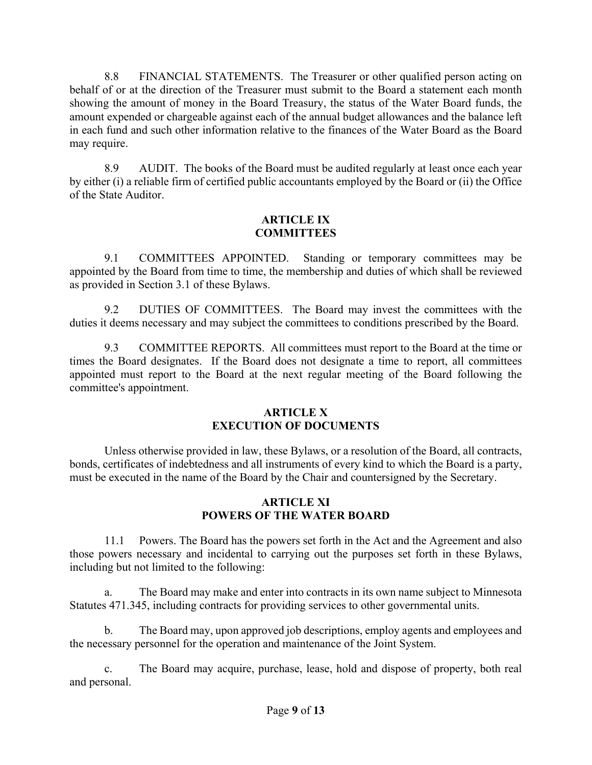8.8 FINANCIAL STATEMENTS. The Treasurer or other qualified person acting on behalf of or at the direction of the Treasurer must submit to the Board a statement each month showing the amount of money in the Board Treasury, the status of the Water Board funds, the amount expended or chargeable against each of the annual budget allowances and the balance left in each fund and such other information relative to the finances of the Water Board as the Board may require.

8.9 AUDIT. The books of the Board must be audited regularly at least once each year by either (i) a reliable firm of certified public accountants employed by the Board or (ii) the Office of the State Auditor.

## ARTICLE IX
## COMMITTEES

9.1 COMMITTEES APPOINTED. Standing or temporary committees may be appointed by the Board from time to time, the membership and duties of which shall be reviewed as provided in Section 3.1 of these Bylaws.

9.2 DUTIES OF COMMITTEES. The Board may invest the committees with the duties it deems necessary and may subject the committees to conditions prescribed by the Board.

9.3 COMMITTEE REPORTS. All committees must report to the Board at the time or times the Board designates. If the Board does not designate a time to report, all committees appointed must report to the Board at the next regular meeting of the Board following the committee's appointment.

## ARTICLE X
## EXECUTION OF DOCUMENTS

Unless otherwise provided in law, these Bylaws, or a resolution of the Board, all contracts, bonds, certificates of indebtedness and all instruments of every kind to which the Board is a party, must be executed in the name of the Board by the Chair and countersigned by the Secretary.

## ARTICLE XI
## POWERS OF THE WATER BOARD

11.1 Powers. The Board has the powers set forth in the Act and the Agreement and also those powers necessary and incidental to carrying out the purposes set forth in these Bylaws, including but not limited to the following:

a. The Board may make and enter into contracts in its own name subject to Minnesota Statutes 471.345, including contracts for providing services to other governmental units.

b. The Board may, upon approved job descriptions, employ agents and employees and the necessary personnel for the operation and maintenance of the Joint System.

c. The Board may acquire, purchase, lease, hold and dispose of property, both real and personal.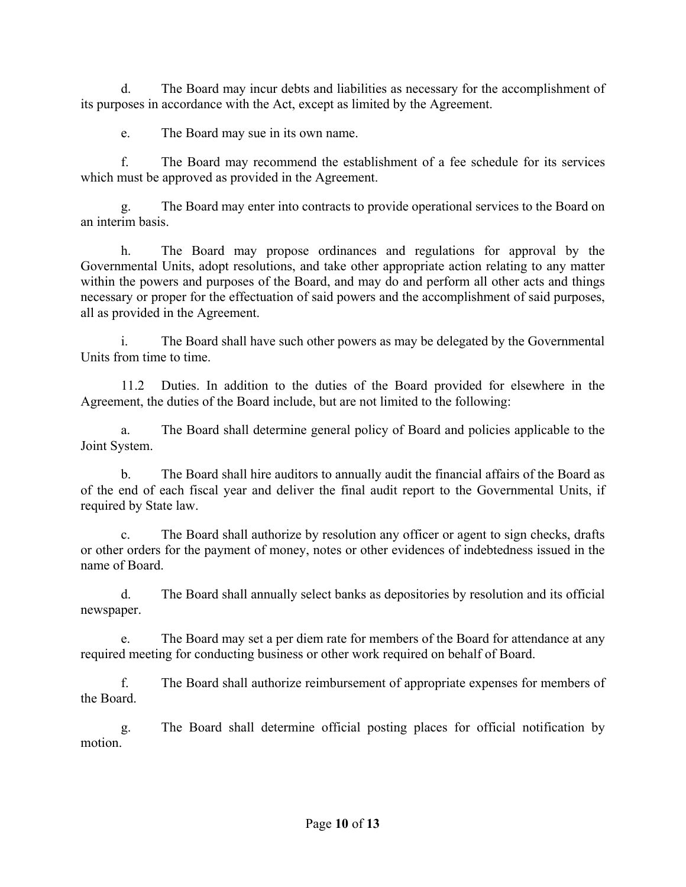d. The Board may incur debts and liabilities as necessary for the accomplishment of its purposes in accordance with the Act, except as limited by the Agreement.

e. The Board may sue in its own name.

f. The Board may recommend the establishment of a fee schedule for its services which must be approved as provided in the Agreement.

g. The Board may enter into contracts to provide operational services to the Board on an interim basis.

h. The Board may propose ordinances and regulations for approval by the Governmental Units, adopt resolutions, and take other appropriate action relating to any matter within the powers and purposes of the Board, and may do and perform all other acts and things necessary or proper for the effectuation of said powers and the accomplishment of said purposes, all as provided in the Agreement.

i. The Board shall have such other powers as may be delegated by the Governmental Units from time to time.

11.2 Duties. In addition to the duties of the Board provided for elsewhere in the Agreement, the duties of the Board include, but are not limited to the following:

a. The Board shall determine general policy of Board and policies applicable to the Joint System.

b. The Board shall hire auditors to annually audit the financial affairs of the Board as of the end of each fiscal year and deliver the final audit report to the Governmental Units, if required by State law.

c. The Board shall authorize by resolution any officer or agent to sign checks, drafts or other orders for the payment of money, notes or other evidences of indebtedness issued in the name of Board.

d. The Board shall annually select banks as depositories by resolution and its official newspaper.

e. The Board may set a per diem rate for members of the Board for attendance at any required meeting for conducting business or other work required on behalf of Board.

f. The Board shall authorize reimbursement of appropriate expenses for members of the Board.

g. The Board shall determine official posting places for official notification by motion.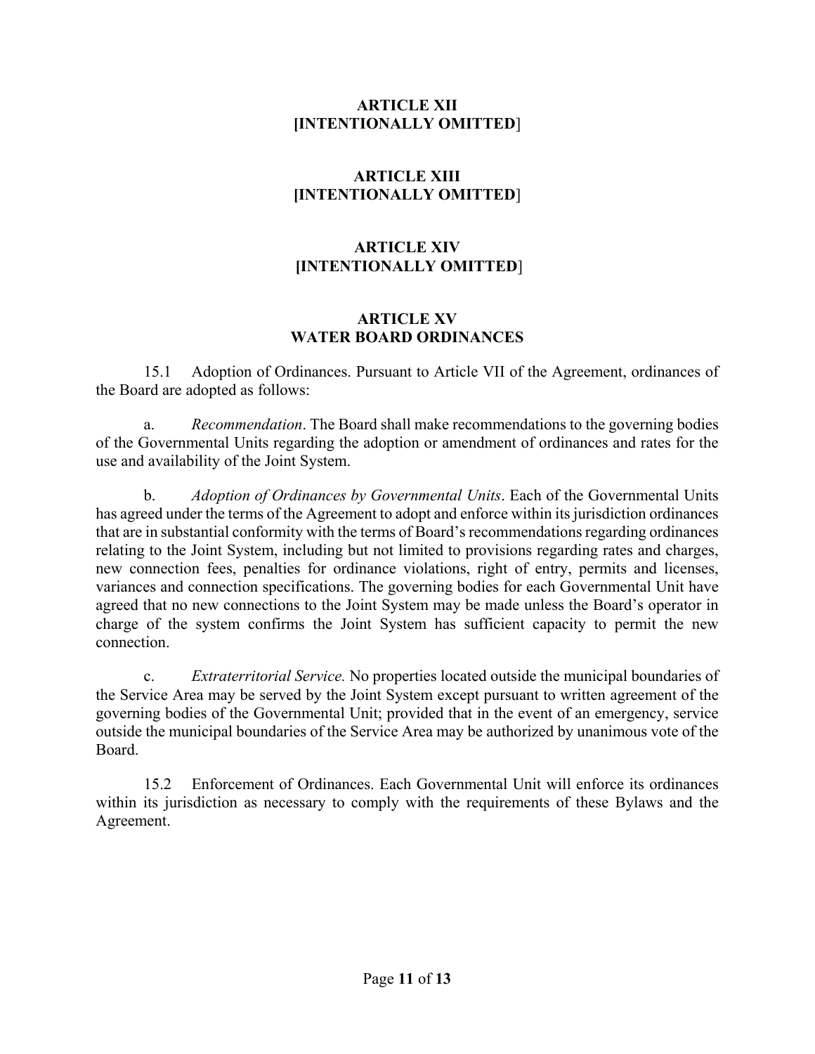## ARTICLE XII
## [INTENTIONALLY OMITTED]

## ARTICLE XIII
## [INTENTIONALLY OMITTED]

## ARTICLE XIV
## [INTENTIONALLY OMITTED]

## ARTICLE XV
## WATER BOARD ORDINANCES

15.1 Adoption of Ordinances. Pursuant to Article VII of the Agreement, ordinances of the Board are adopted as follows:

a. *Recommendation*. The Board shall make recommendations to the governing bodies of the Governmental Units regarding the adoption or amendment of ordinances and rates for the use and availability of the Joint System.

b. *Adoption of Ordinances by Governmental Units*. Each of the Governmental Units has agreed under the terms of the Agreement to adopt and enforce within its jurisdiction ordinances that are in substantial conformity with the terms of Board's recommendations regarding ordinances relating to the Joint System, including but not limited to provisions regarding rates and charges, new connection fees, penalties for ordinance violations, right of entry, permits and licenses, variances and connection specifications. The governing bodies for each Governmental Unit have agreed that no new connections to the Joint System may be made unless the Board's operator in charge of the system confirms the Joint System has sufficient capacity to permit the new connection.

c. *Extraterritorial Service.* No properties located outside the municipal boundaries of the Service Area may be served by the Joint System except pursuant to written agreement of the governing bodies of the Governmental Unit; provided that in the event of an emergency, service outside the municipal boundaries of the Service Area may be authorized by unanimous vote of the Board.

15.2 Enforcement of Ordinances. Each Governmental Unit will enforce its ordinances within its jurisdiction as necessary to comply with the requirements of these Bylaws and the Agreement.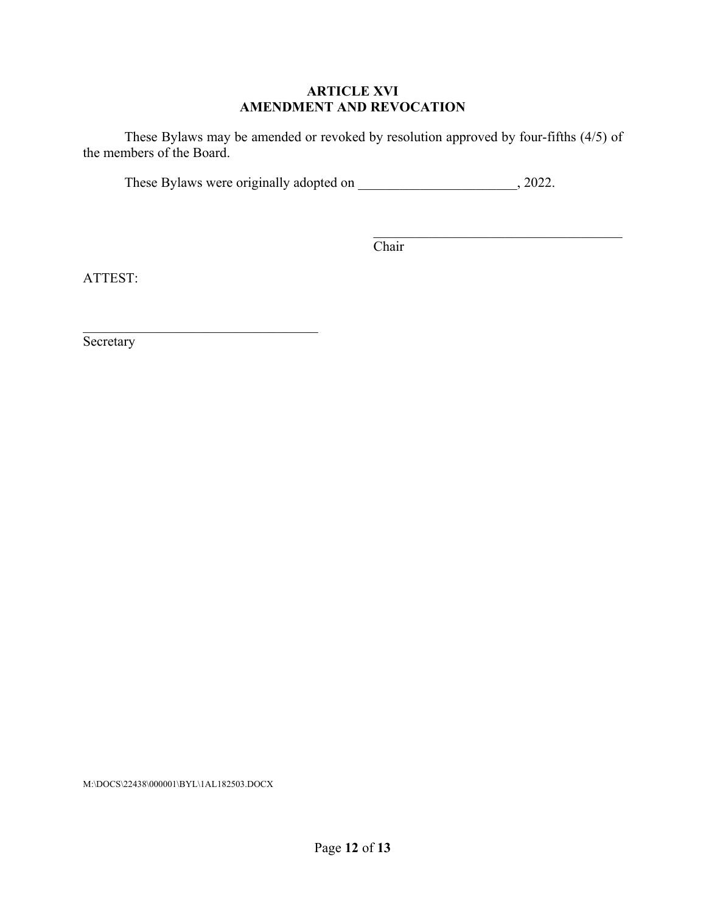## ARTICLE XVI
## AMENDMENT AND REVOCATION

These Bylaws may be amended or revoked by resolution approved by four-fifths (4/5) of the members of the Board.

These Bylaws were originally adopted on _______________________, 2022.

_____________________________________
Chair

ATTEST:

___________________________________
Secretary

M:\DOCS\22438\000001\BYL\1AL182503.DOCX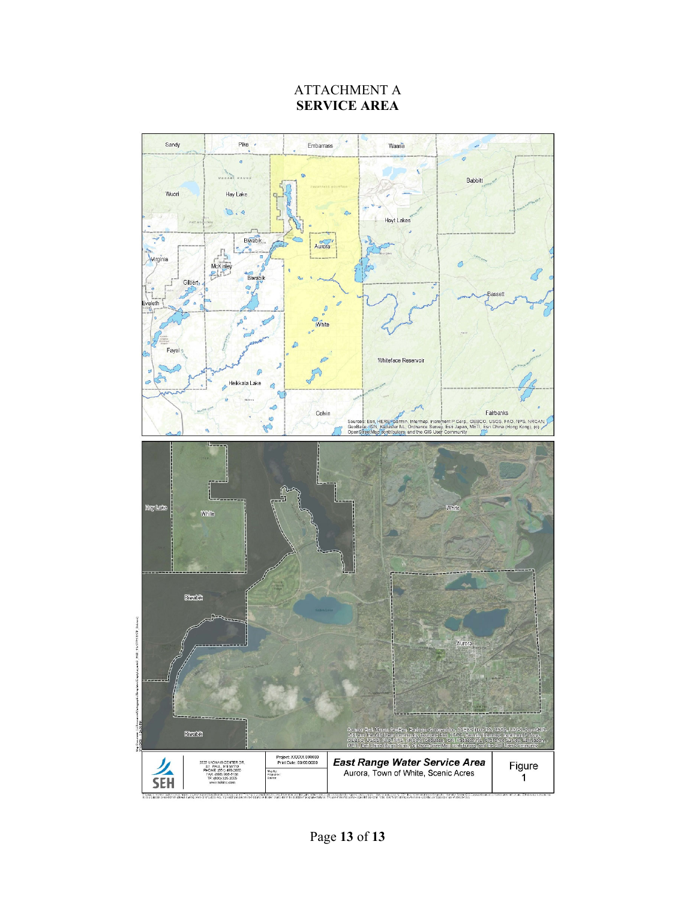ATTACHMENT A

**SERVICE AREA**

Sandy
Pike
Embarrass
Waasa
Babbitt
Wuori
Hay Lake
Hoyt Lakes
Biwabik
Aurora
Virginia
McKinley
Biwabik
Gilbert
Bassett
Eveleth
White
Fayal
Whiteface Reservoir
Heikkala Lake
Colvin
Fairbanks

Sources: Esri, HERE, Garmin, Intermap, increment P Corp., GEBCO, USGS, FAO, NPS, NRCAN, GeoBase, IGN, Kadaster NL, Ordnance Survey, Esri Japan, METI, Esri China (Hong Kong), (c) OpenStreetMap contributors, and the GIS User Community

Hay Lake
White
White
Biwabik
Aurora
Biwabik

3535 VADNAIS CENTER DR.
ST. PAUL, MN 55110
PHONE: (651) 490-2000
FAX: (888) 908-8166
TF: (800) 325-2055
www.sehinc.com

Project: XXXXX 000000
Print Date: 00/00/0000

**East Range Water Service Area**

Aurora, Town of White, Scenic Acres

Figure 1